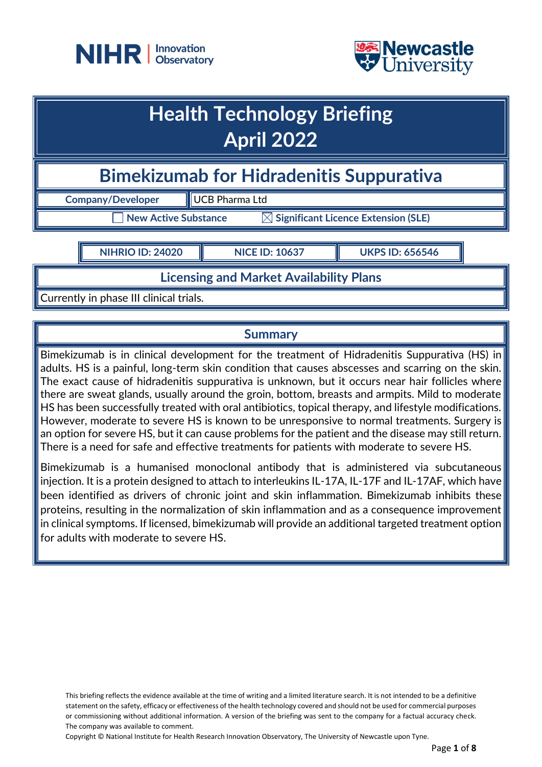# Health Technology Briefing
# April 2022

## Bimekizumab for Hidradenitis Suppurativa

| Company/Developer | UCB Pharma Ltd |
|---|---|

☐ New Active Substance ☒ Significant Licence Extension (SLE)

| NIHRIO ID: 24020 | NICE ID: 10637 | UKPS ID: 656546 |
|---|---|---|

### Licensing and Market Availability Plans

Currently in phase III clinical trials.

### Summary

Bimekizumab is in clinical development for the treatment of Hidradenitis Suppurativa (HS) in adults. HS is a painful, long-term skin condition that causes abscesses and scarring on the skin. The exact cause of hidradenitis suppurativa is unknown, but it occurs near hair follicles where there are sweat glands, usually around the groin, bottom, breasts and armpits. Mild to moderate HS has been successfully treated with oral antibiotics, topical therapy, and lifestyle modifications. However, moderate to severe HS is known to be unresponsive to normal treatments. Surgery is an option for severe HS, but it can cause problems for the patient and the disease may still return. There is a need for safe and effective treatments for patients with moderate to severe HS.

Bimekizumab is a humanised monoclonal antibody that is administered via subcutaneous injection. It is a protein designed to attach to interleukins IL-17A, IL-17F and IL-17AF, which have been identified as drivers of chronic joint and skin inflammation. Bimekizumab inhibits these proteins, resulting in the normalization of skin inflammation and as a consequence improvement in clinical symptoms. If licensed, bimekizumab will provide an additional targeted treatment option for adults with moderate to severe HS.

This briefing reflects the evidence available at the time of writing and a limited literature search. It is not intended to be a definitive statement on the safety, efficacy or effectiveness of the health technology covered and should not be used for commercial purposes or commissioning without additional information. A version of the briefing was sent to the company for a factual accuracy check. The company was available to comment.

Copyright © National Institute for Health Research Innovation Observatory, The University of Newcastle upon Tyne.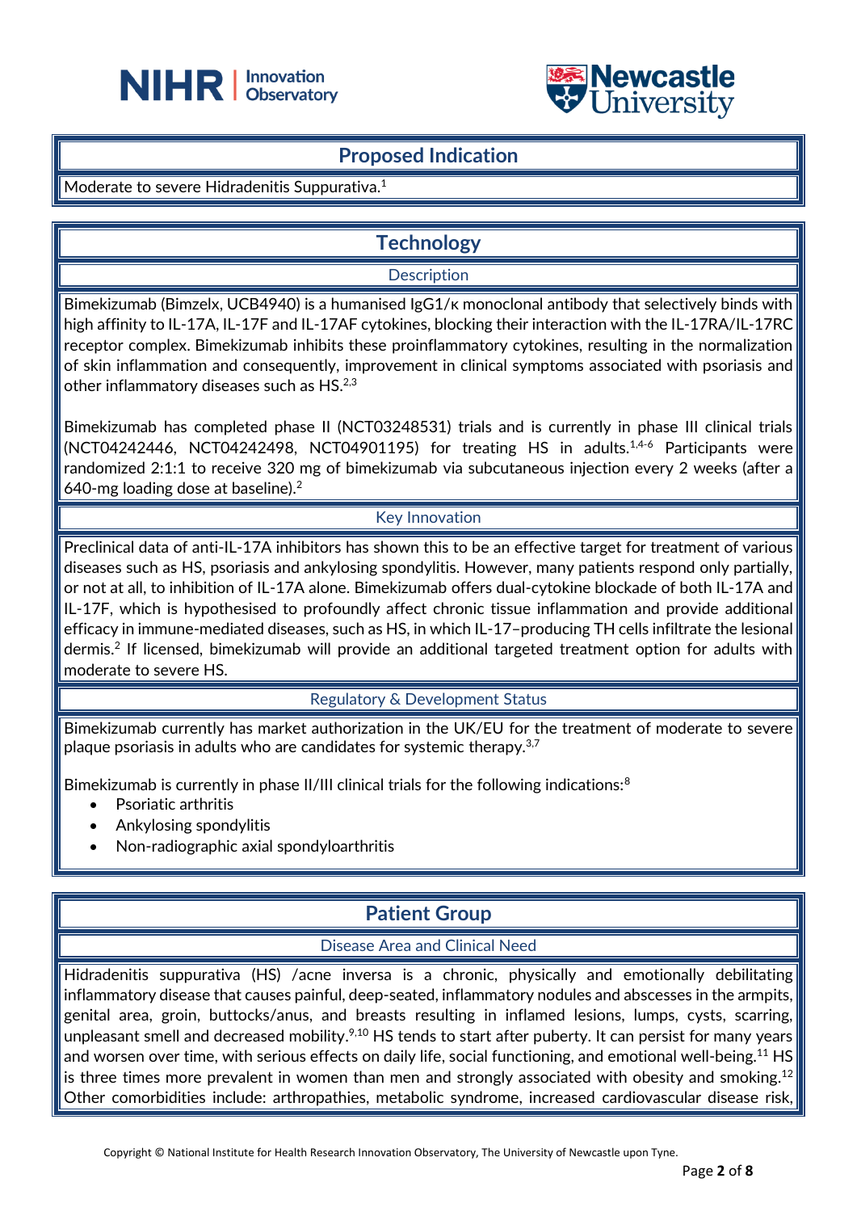## Proposed Indication

Moderate to severe Hidradenitis Suppurativa.[1]

## Technology

### Description

Bimekizumab (Bimzelx, UCB4940) is a humanised IgG1/κ monoclonal antibody that selectively binds with high affinity to IL-17A, IL-17F and IL-17AF cytokines, blocking their interaction with the IL-17RA/IL-17RC receptor complex. Bimekizumab inhibits these proinflammatory cytokines, resulting in the normalization of skin inflammation and consequently, improvement in clinical symptoms associated with psoriasis and other inflammatory diseases such as HS.[2,3]

Bimekizumab has completed phase II (NCT03248531) trials and is currently in phase III clinical trials (NCT04242446, NCT04242498, NCT04901195) for treating HS in adults.[1,4-6] Participants were randomized 2:1:1 to receive 320 mg of bimekizumab via subcutaneous injection every 2 weeks (after a 640-mg loading dose at baseline).[2]

### Key Innovation

Preclinical data of anti-IL-17A inhibitors has shown this to be an effective target for treatment of various diseases such as HS, psoriasis and ankylosing spondylitis. However, many patients respond only partially, or not at all, to inhibition of IL-17A alone. Bimekizumab offers dual-cytokine blockade of both IL-17A and IL-17F, which is hypothesised to profoundly affect chronic tissue inflammation and provide additional efficacy in immune-mediated diseases, such as HS, in which IL-17–producing TH cells infiltrate the lesional dermis.[2] If licensed, bimekizumab will provide an additional targeted treatment option for adults with moderate to severe HS.

### Regulatory & Development Status

Bimekizumab currently has market authorization in the UK/EU for the treatment of moderate to severe plaque psoriasis in adults who are candidates for systemic therapy.[3,7]

Bimekizumab is currently in phase II/III clinical trials for the following indications:[8]

- Psoriatic arthritis
- Ankylosing spondylitis
- Non-radiographic axial spondyloarthritis

## Patient Group

### Disease Area and Clinical Need

Hidradenitis suppurativa (HS) /acne inversa is a chronic, physically and emotionally debilitating inflammatory disease that causes painful, deep-seated, inflammatory nodules and abscesses in the armpits, genital area, groin, buttocks/anus, and breasts resulting in inflamed lesions, lumps, cysts, scarring, unpleasant smell and decreased mobility.[9,10] HS tends to start after puberty. It can persist for many years and worsen over time, with serious effects on daily life, social functioning, and emotional well-being.[11] HS is three times more prevalent in women than men and strongly associated with obesity and smoking.[12] Other comorbidities include: arthropathies, metabolic syndrome, increased cardiovascular disease risk,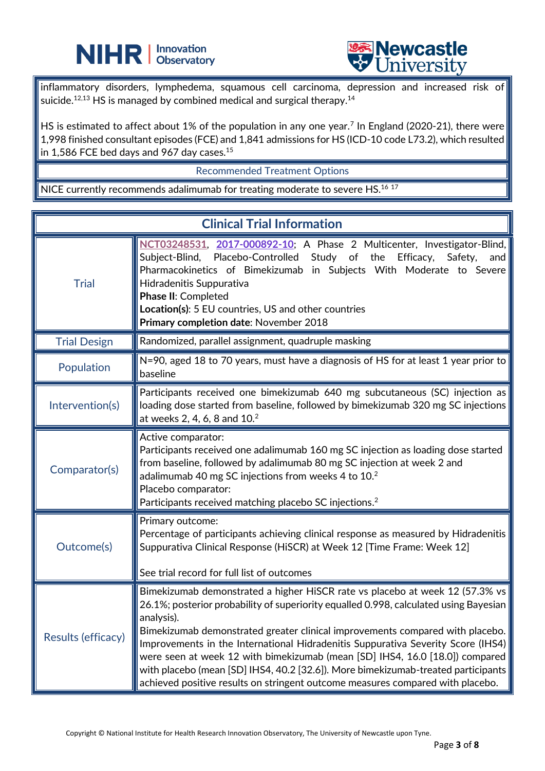inflammatory disorders, lymphedema, squamous cell carcinoma, depression and increased risk of suicide.[12,13] HS is managed by combined medical and surgical therapy.[14]

HS is estimated to affect about 1% of the population in any one year.[7] In England (2020-21), there were 1,998 finished consultant episodes (FCE) and 1,841 admissions for HS (ICD-10 code L73.2), which resulted in 1,586 FCE bed days and 967 day cases.[15]

## Recommended Treatment Options

NICE currently recommends adalimumab for treating moderate to severe HS.[16 17]

## Clinical Trial Information

| | |
|---|---|
| Trial | NCT03248531, 2017-000892-10; A Phase 2 Multicenter, Investigator-Blind, Subject-Blind, Placebo-Controlled Study of the Efficacy, Safety, and Pharmacokinetics of Bimekizumab in Subjects With Moderate to Severe Hidradenitis Suppurativa<br>**Phase II**: Completed<br>**Location(s)**: 5 EU countries, US and other countries<br>**Primary completion date**: November 2018 |
| Trial Design | Randomized, parallel assignment, quadruple masking |
| Population | N=90, aged 18 to 70 years, must have a diagnosis of HS for at least 1 year prior to baseline |
| Intervention(s) | Participants received one bimekizumab 640 mg subcutaneous (SC) injection as loading dose started from baseline, followed by bimekizumab 320 mg SC injections at weeks 2, 4, 6, 8 and 10.[2] |
| Comparator(s) | Active comparator:<br>Participants received one adalimumab 160 mg SC injection as loading dose started from baseline, followed by adalimumab 80 mg SC injection at week 2 and adalimumab 40 mg SC injections from weeks 4 to 10.[2]<br>Placebo comparator:<br>Participants received matching placebo SC injections.[2] |
| Outcome(s) | Primary outcome:<br>Percentage of participants achieving clinical response as measured by Hidradenitis Suppurativa Clinical Response (HiSCR) at Week 12 [Time Frame: Week 12]<br><br>See trial record for full list of outcomes |
| Results (efficacy) | Bimekizumab demonstrated a higher HiSCR rate vs placebo at week 12 (57.3% vs 26.1%; posterior probability of superiority equalled 0.998, calculated using Bayesian analysis).<br>Bimekizumab demonstrated greater clinical improvements compared with placebo. Improvements in the International Hidradenitis Suppurativa Severity Score (IHS4) were seen at week 12 with bimekizumab (mean [SD] IHS4, 16.0 [18.0]) compared with placebo (mean [SD] IHS4, 40.2 [32.6]). More bimekizumab-treated participants achieved positive results on stringent outcome measures compared with placebo. |

Copyright © National Institute for Health Research Innovation Observatory, The University of Newcastle upon Tyne.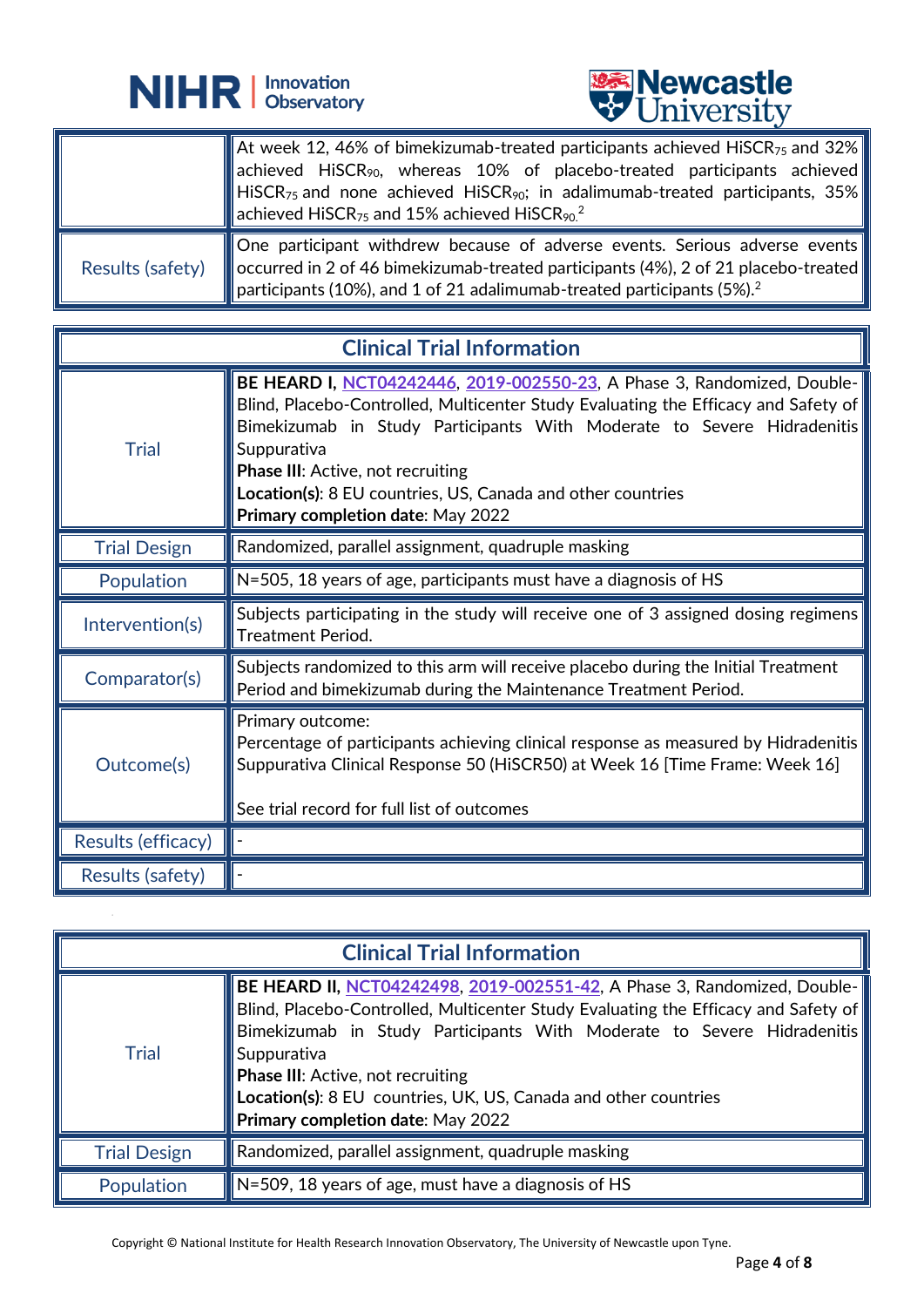| | |
|---|---|
| | At week 12, 46% of bimekizumab-treated participants achieved $HiSCR_{75}$ and 32% achieved $HiSCR_{90}$, whereas 10% of placebo-treated participants achieved $HiSCR_{75}$ and none achieved $HiSCR_{90}$; in adalimumab-treated participants, 35% achieved $HiSCR_{75}$ and 15% achieved $HiSCR_{90}$.[2] |
| Results (safety) | One participant withdrew because of adverse events. Serious adverse events occurred in 2 of 46 bimekizumab-treated participants (4%), 2 of 21 placebo-treated participants (10%), and 1 of 21 adalimumab-treated participants (5%).[2] |

| Clinical Trial Information | |
|---|---|
| Trial | **BE HEARD I**, NCT04242446, 2019-002550-23, A Phase 3, Randomized, Double-Blind, Placebo-Controlled, Multicenter Study Evaluating the Efficacy and Safety of Bimekizumab in Study Participants With Moderate to Severe Hidradenitis Suppurativa<br>**Phase III**: Active, not recruiting<br>**Location(s)**: 8 EU countries, US, Canada and other countries<br>**Primary completion date**: May 2022 |
| Trial Design | Randomized, parallel assignment, quadruple masking |
| Population | N=505, 18 years of age, participants must have a diagnosis of HS |
| Intervention(s) | Subjects participating in the study will receive one of 3 assigned dosing regimens Treatment Period. |
| Comparator(s) | Subjects randomized to this arm will receive placebo during the Initial Treatment Period and bimekizumab during the Maintenance Treatment Period. |
| Outcome(s) | Primary outcome:<br>Percentage of participants achieving clinical response as measured by Hidradenitis Suppurativa Clinical Response 50 (HiSCR50) at Week 16 [Time Frame: Week 16]<br><br>See trial record for full list of outcomes |
| Results (efficacy) | - |
| Results (safety) | - |

| Clinical Trial Information | |
|---|---|
| Trial | **BE HEARD II**, NCT04242498, 2019-002551-42, A Phase 3, Randomized, Double-Blind, Placebo-Controlled, Multicenter Study Evaluating the Efficacy and Safety of Bimekizumab in Study Participants With Moderate to Severe Hidradenitis Suppurativa<br>**Phase III**: Active, not recruiting<br>**Location(s)**: 8 EU countries, UK, US, Canada and other countries<br>**Primary completion date**: May 2022 |
| Trial Design | Randomized, parallel assignment, quadruple masking |
| Population | N=509, 18 years of age, must have a diagnosis of HS |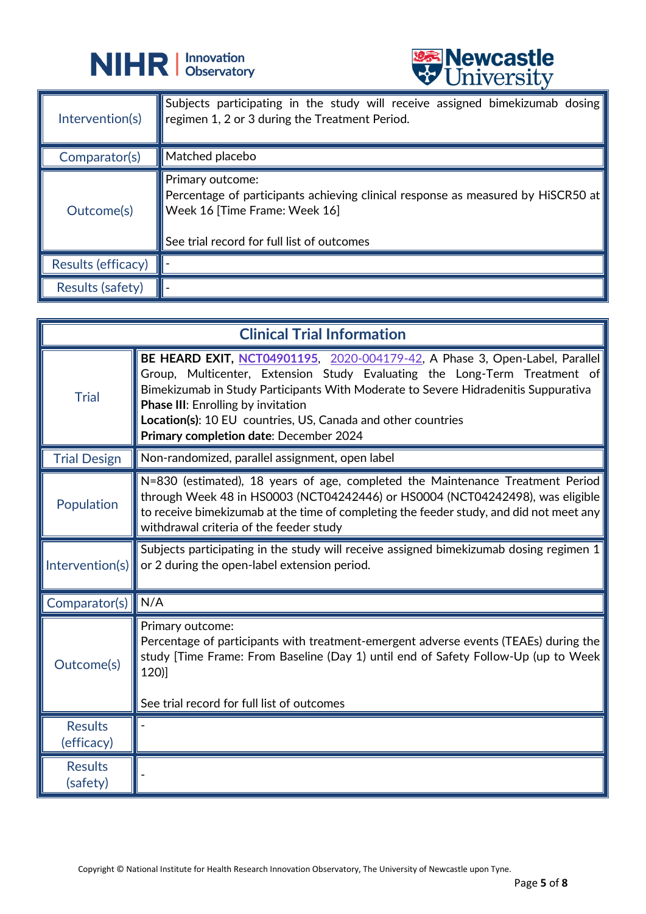| | |
|---|---|
| Intervention(s) | Subjects participating in the study will receive assigned bimekizumab dosing regimen 1, 2 or 3 during the Treatment Period. |
| Comparator(s) | Matched placebo |
| Outcome(s) | Primary outcome:<br>Percentage of participants achieving clinical response as measured by HiSCR50 at Week 16 [Time Frame: Week 16]<br><br>See trial record for full list of outcomes |
| Results (efficacy) | - |
| Results (safety) | - |

| Clinical Trial Information | |
|---|---|
| Trial | **BE HEARD EXIT, NCT04901195**, 2020-004179-42, A Phase 3, Open-Label, Parallel Group, Multicenter, Extension Study Evaluating the Long-Term Treatment of Bimekizumab in Study Participants With Moderate to Severe Hidradenitis Suppurativa<br>**Phase III**: Enrolling by invitation<br>**Location(s)**: 10 EU countries, US, Canada and other countries<br>**Primary completion date**: December 2024 |
| Trial Design | Non-randomized, parallel assignment, open label |
| Population | N=830 (estimated), 18 years of age, completed the Maintenance Treatment Period through Week 48 in HS0003 (NCT04242446) or HS0004 (NCT04242498), was eligible to receive bimekizumab at the time of completing the feeder study, and did not meet any withdrawal criteria of the feeder study |
| Intervention(s) | Subjects participating in the study will receive assigned bimekizumab dosing regimen 1 or 2 during the open-label extension period. |
| Comparator(s) | N/A |
| Outcome(s) | Primary outcome:<br>Percentage of participants with treatment-emergent adverse events (TEAEs) during the study [Time Frame: From Baseline (Day 1) until end of Safety Follow-Up (up to Week 120)]<br><br>See trial record for full list of outcomes |
| Results (efficacy) | - |
| Results (safety) | - |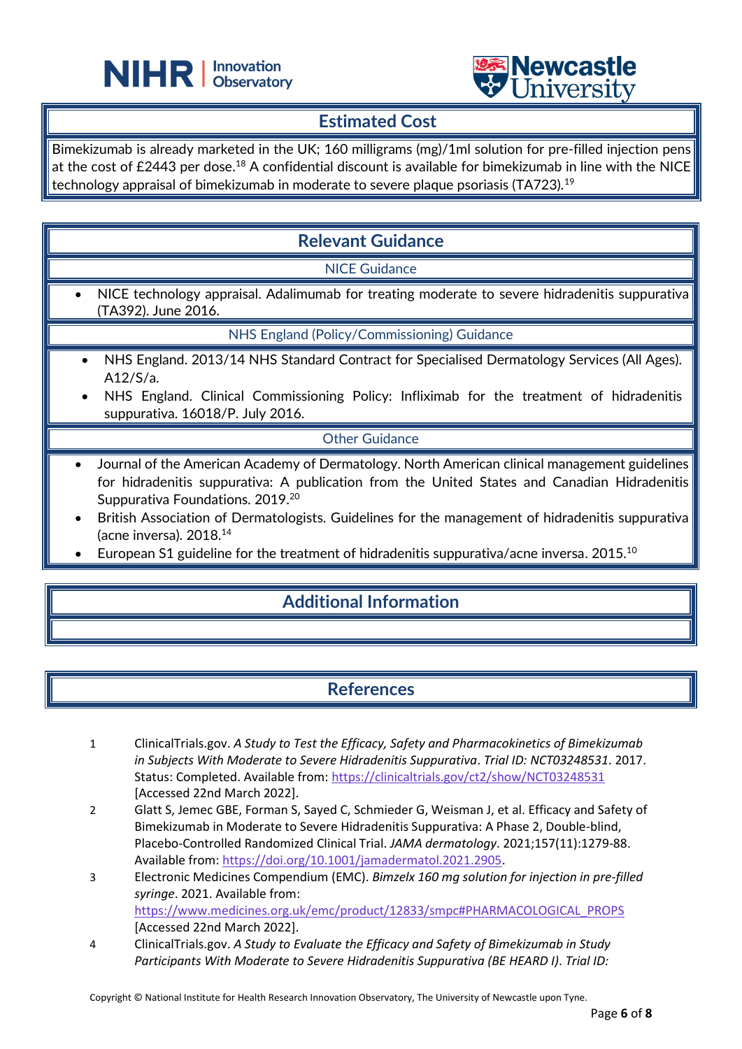## Estimated Cost

Bimekizumab is already marketed in the UK; 160 milligrams (mg)/1ml solution for pre-filled injection pens at the cost of £2443 per dose.[18] A confidential discount is available for bimekizumab in line with the NICE technology appraisal of bimekizumab in moderate to severe plaque psoriasis (TA723).[19]

## Relevant Guidance

### NICE Guidance

- NICE technology appraisal. Adalimumab for treating moderate to severe hidradenitis suppurativa (TA392). June 2016.

### NHS England (Policy/Commissioning) Guidance

- NHS England. 2013/14 NHS Standard Contract for Specialised Dermatology Services (All Ages). A12/S/a.
- NHS England. Clinical Commissioning Policy: Infliximab for the treatment of hidradenitis suppurativa. 16018/P. July 2016.

### Other Guidance

- Journal of the American Academy of Dermatology. North American clinical management guidelines for hidradenitis suppurativa: A publication from the United States and Canadian Hidradenitis Suppurativa Foundations. 2019.[20]
- British Association of Dermatologists. Guidelines for the management of hidradenitis suppurativa (acne inversa). 2018.[14]
- European S1 guideline for the treatment of hidradenitis suppurativa/acne inversa. 2015.[10]

## Additional Information

## References

1. ClinicalTrials.gov. *A Study to Test the Efficacy, Safety and Pharmacokinetics of Bimekizumab in Subjects With Moderate to Severe Hidradenitis Suppurativa*. *Trial ID: NCT03248531*. 2017. Status: Completed. Available from: https://clinicaltrials.gov/ct2/show/NCT03248531 [Accessed 22nd March 2022].
2. Glatt S, Jemec GBE, Forman S, Sayed C, Schmieder G, Weisman J, et al. Efficacy and Safety of Bimekizumab in Moderate to Severe Hidradenitis Suppurativa: A Phase 2, Double-blind, Placebo-Controlled Randomized Clinical Trial. *JAMA dermatology*. 2021;157(11):1279-88. Available from: https://doi.org/10.1001/jamadermatol.2021.2905.
3. Electronic Medicines Compendium (EMC). *Bimzelx 160 mg solution for injection in pre-filled syringe*. 2021. Available from: https://www.medicines.org.uk/emc/product/12833/smpc#PHARMACOLOGICAL_PROPS [Accessed 22nd March 2022].
4. ClinicalTrials.gov. *A Study to Evaluate the Efficacy and Safety of Bimekizumab in Study Participants With Moderate to Severe Hidradenitis Suppurativa (BE HEARD I)*. *Trial ID:*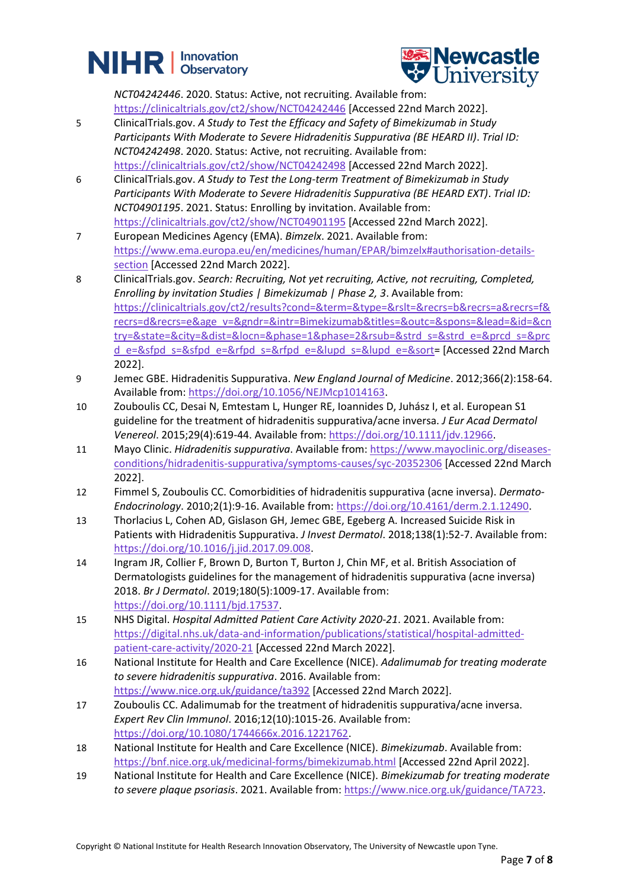NCT04242446. 2020. Status: Active, not recruiting. Available from: https://clinicaltrials.gov/ct2/show/NCT04242446 [Accessed 22nd March 2022].

5. ClinicalTrials.gov. *A Study to Test the Efficacy and Safety of Bimekizumab in Study Participants With Moderate to Severe Hidradenitis Suppurativa (BE HEARD II). Trial ID: NCT04242498*. 2020. Status: Active, not recruiting. Available from: https://clinicaltrials.gov/ct2/show/NCT04242498 [Accessed 22nd March 2022].
6. ClinicalTrials.gov. *A Study to Test the Long-term Treatment of Bimekizumab in Study Participants With Moderate to Severe Hidradenitis Suppurativa (BE HEARD EXT). Trial ID: NCT04901195*. 2021. Status: Enrolling by invitation. Available from: https://clinicaltrials.gov/ct2/show/NCT04901195 [Accessed 22nd March 2022].
7. European Medicines Agency (EMA). *Bimzelx*. 2021. Available from: https://www.ema.europa.eu/en/medicines/human/EPAR/bimzelx#authorisation-details-section [Accessed 22nd March 2022].
8. ClinicalTrials.gov. *Search: Recruiting, Not yet recruiting, Active, not recruiting, Completed, Enrolling by invitation Studies | Bimekizumab | Phase 2, 3*. Available from: https://clinicaltrials.gov/ct2/results?cond=&term=&type=&rslt=&recrs=b&recrs=a&recrs=f&recrs=d&recrs=e&age_v=&gndr=&intr=Bimekizumab&titles=&outc=&spons=&lead=&id=&cntry=&state=&city=&dist=&locn=&phase=1&phase=2&rsub=&strd_s=&strd_e=&prcd_s=&prcd_e=&sfpd_s=&sfpd_e=&rfpd_s=&rfpd_e=&lupd_s=&lupd_e=&sort= [Accessed 22nd March 2022].
9. Jemec GBE. Hidradenitis Suppurativa. *New England Journal of Medicine*. 2012;366(2):158-64. Available from: https://doi.org/10.1056/NEJMcp1014163.
10. Zouboulis CC, Desai N, Emtestam L, Hunger RE, Ioannides D, Juhász I, et al. European S1 guideline for the treatment of hidradenitis suppurativa/acne inversa. *J Eur Acad Dermatol Venereol*. 2015;29(4):619-44. Available from: https://doi.org/10.1111/jdv.12966.
11. Mayo Clinic. *Hidradenitis suppurativa*. Available from: https://www.mayoclinic.org/diseases-conditions/hidradenitis-suppurativa/symptoms-causes/syc-20352306 [Accessed 22nd March 2022].
12. Fimmel S, Zouboulis CC. Comorbidities of hidradenitis suppurativa (acne inversa). *Dermato-Endocrinology*. 2010;2(1):9-16. Available from: https://doi.org/10.4161/derm.2.1.12490.
13. Thorlacius L, Cohen AD, Gislason GH, Jemec GBE, Egeberg A. Increased Suicide Risk in Patients with Hidradenitis Suppurativa. *J Invest Dermatol*. 2018;138(1):52-7. Available from: https://doi.org/10.1016/j.jid.2017.09.008.
14. Ingram JR, Collier F, Brown D, Burton T, Burton J, Chin MF, et al. British Association of Dermatologists guidelines for the management of hidradenitis suppurativa (acne inversa) 2018. *Br J Dermatol*. 2019;180(5):1009-17. Available from: https://doi.org/10.1111/bjd.17537.
15. NHS Digital. *Hospital Admitted Patient Care Activity 2020-21*. 2021. Available from: https://digital.nhs.uk/data-and-information/publications/statistical/hospital-admitted-patient-care-activity/2020-21 [Accessed 22nd March 2022].
16. National Institute for Health and Care Excellence (NICE). *Adalimumab for treating moderate to severe hidradenitis suppurativa*. 2016. Available from: https://www.nice.org.uk/guidance/ta392 [Accessed 22nd March 2022].
17. Zouboulis CC. Adalimumab for the treatment of hidradenitis suppurativa/acne inversa. *Expert Rev Clin Immunol*. 2016;12(10):1015-26. Available from: https://doi.org/10.1080/1744666x.2016.1221762.
18. National Institute for Health and Care Excellence (NICE). *Bimekizumab*. Available from: https://bnf.nice.org.uk/medicinal-forms/bimekizumab.html [Accessed 22nd April 2022].
19. National Institute for Health and Care Excellence (NICE). *Bimekizumab for treating moderate to severe plaque psoriasis*. 2021. Available from: https://www.nice.org.uk/guidance/TA723.

Copyright © National Institute for Health Research Innovation Observatory, The University of Newcastle upon Tyne.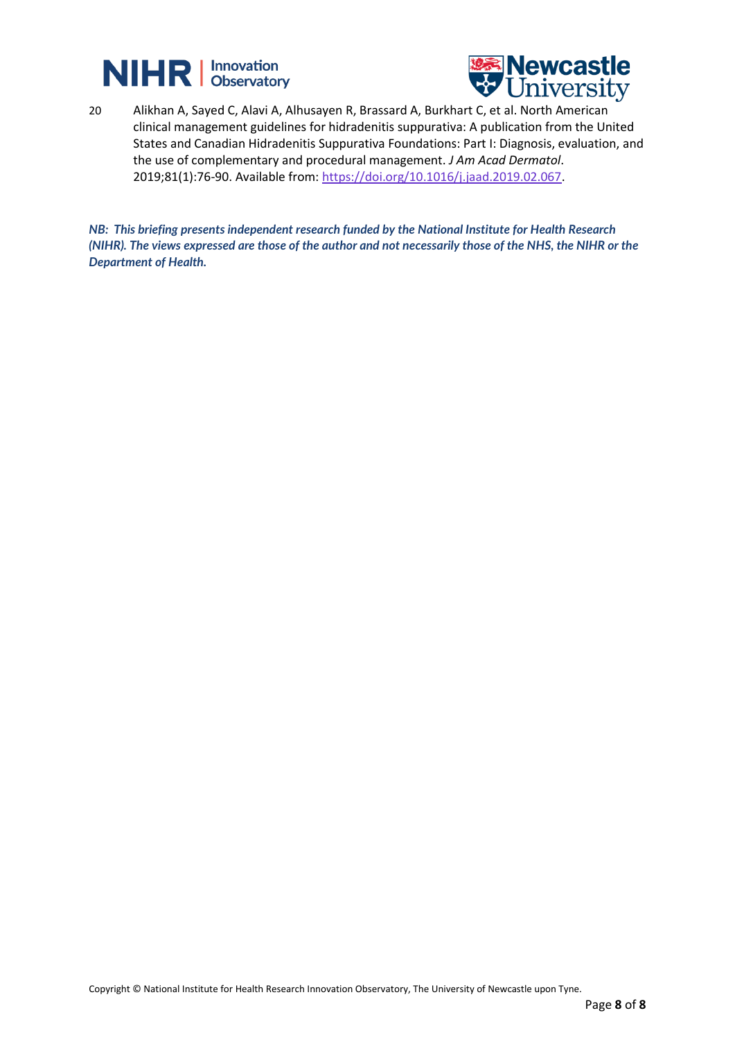20. Alikhan A, Sayed C, Alavi A, Alhusayen R, Brassard A, Burkhart C, et al. North American clinical management guidelines for hidradenitis suppurativa: A publication from the United States and Canadian Hidradenitis Suppurativa Foundations: Part I: Diagnosis, evaluation, and the use of complementary and procedural management. *J Am Acad Dermatol*. 2019;81(1):76-90. Available from: https://doi.org/10.1016/j.jaad.2019.02.067.

***NB: This briefing presents independent research funded by the National Institute for Health Research (NIHR). The views expressed are those of the author and not necessarily those of the NHS, the NIHR or the Department of Health.***

Copyright © National Institute for Health Research Innovation Observatory, The University of Newcastle upon Tyne.